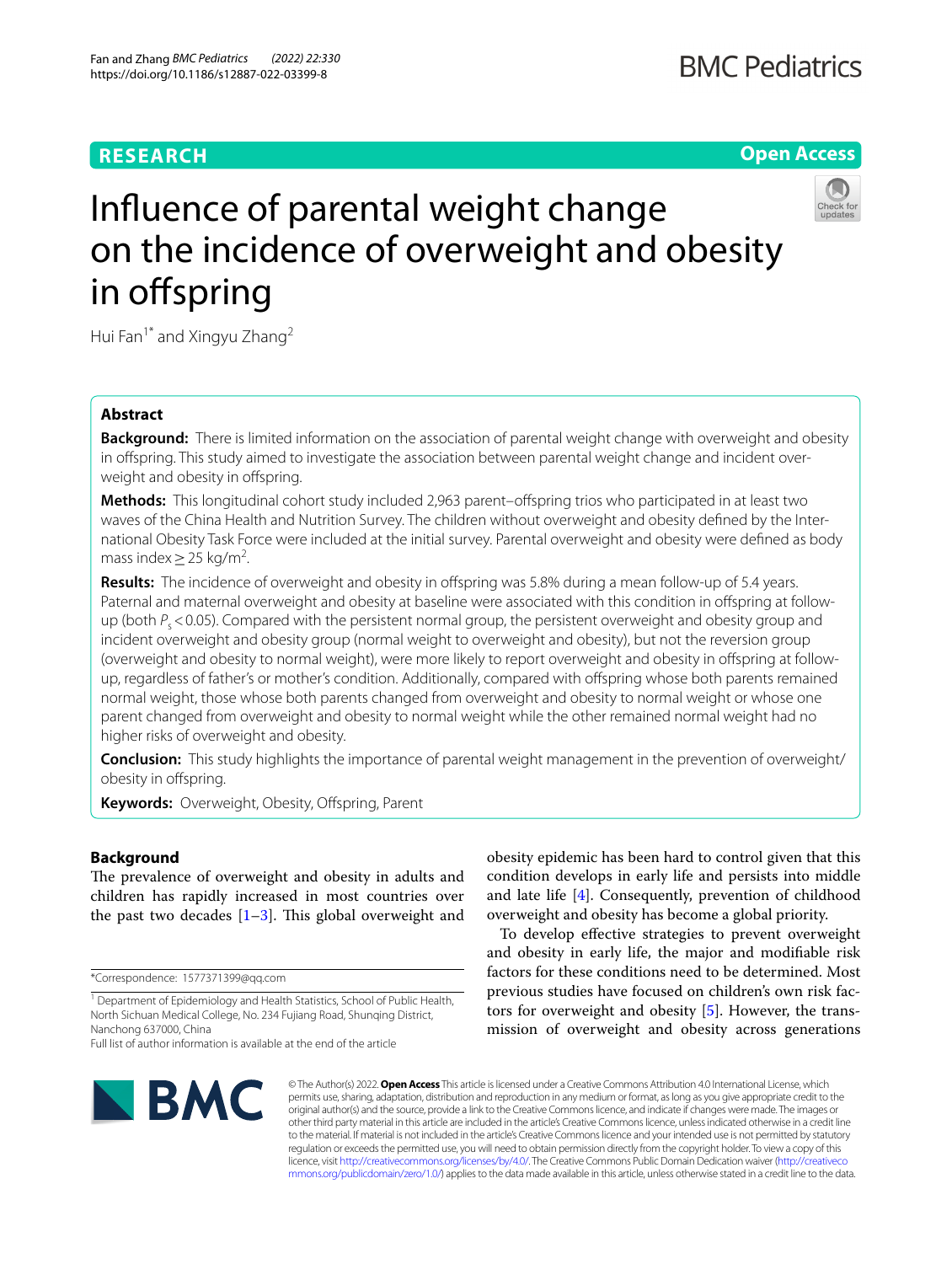RESEARCH

Open Access

# Influence of parental weight change on the incidence of overweight and obesity in offspring

Hui Fan[1*] and Xingyu Zhang[2]

## Abstract

**Background:** There is limited information on the association of parental weight change with overweight and obesity in offspring. This study aimed to investigate the association between parental weight change and incident overweight and obesity in offspring.

**Methods:** This longitudinal cohort study included 2,963 parent–offspring trios who participated in at least two waves of the China Health and Nutrition Survey. The children without overweight and obesity defined by the International Obesity Task Force were included at the initial survey. Parental overweight and obesity were defined as body mass index $\geq 25$ kg/m$^2$.

**Results:** The incidence of overweight and obesity in offspring was 5.8% during a mean follow-up of 5.4 years. Paternal and maternal overweight and obesity at baseline were associated with this condition in offspring at follow-up (both $P_s < 0.05$). Compared with the persistent normal group, the persistent overweight and obesity group and incident overweight and obesity group (normal weight to overweight and obesity), but not the reversion group (overweight and obesity to normal weight), were more likely to report overweight and obesity in offspring at follow-up, regardless of father's or mother's condition. Additionally, compared with offspring whose both parents remained normal weight, those whose both parents changed from overweight and obesity to normal weight or whose one parent changed from overweight and obesity to normal weight while the other remained normal weight had no higher risks of overweight and obesity.

**Conclusion:** This study highlights the importance of parental weight management in the prevention of overweight/obesity in offspring.

**Keywords:** Overweight, Obesity, Offspring, Parent

## Background

The prevalence of overweight and obesity in adults and children has rapidly increased in most countries over the past two decades [1–3]. This global overweight and obesity epidemic has been hard to control given that this condition develops in early life and persists into middle and late life [4]. Consequently, prevention of childhood overweight and obesity has become a global priority.

To develop effective strategies to prevent overweight and obesity in early life, the major and modifiable risk factors for these conditions need to be determined. Most previous studies have focused on children's own risk factors for overweight and obesity [5]. However, the transmission of overweight and obesity across generations

*Correspondence: 1577371399@qq.com

[1] Department of Epidemiology and Health Statistics, School of Public Health, North Sichuan Medical College, No. 234 Fujiang Road, Shunqing District, Nanchong 637000, China

Full list of author information is available at the end of the article

© The Author(s) 2022. **Open Access** This article is licensed under a Creative Commons Attribution 4.0 International License, which permits use, sharing, adaptation, distribution and reproduction in any medium or format, as long as you give appropriate credit to the original author(s) and the source, provide a link to the Creative Commons licence, and indicate if changes were made. The images or other third party material in this article are included in the article's Creative Commons licence, unless indicated otherwise in a credit line to the material. If material is not included in the article's Creative Commons licence and your intended use is not permitted by statutory regulation or exceeds the permitted use, you will need to obtain permission directly from the copyright holder. To view a copy of this licence, visit http://creativecommons.org/licenses/by/4.0/. The Creative Commons Public Domain Dedication waiver (http://creativecommons.org/publicdomain/zero/1.0/) applies to the data made available in this article, unless otherwise stated in a credit line to the data.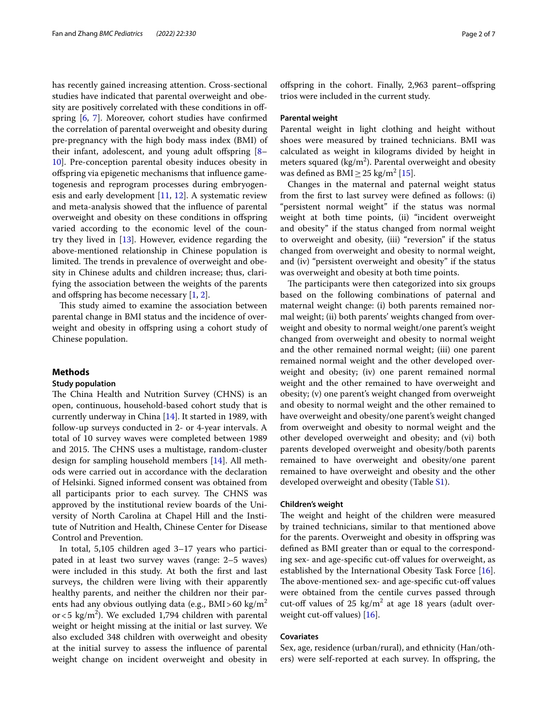has recently gained increasing attention. Cross-sectional studies have indicated that parental overweight and obesity are positively correlated with these conditions in offspring [6, 7]. Moreover, cohort studies have confirmed the correlation of parental overweight and obesity during pre-pregnancy with the high body mass index (BMI) of their infant, adolescent, and young adult offspring [8–10]. Pre-conception parental obesity induces obesity in offspring via epigenetic mechanisms that influence gametogenesis and reprogram processes during embryogenesis and early development [11, 12]. A systematic review and meta-analysis showed that the influence of parental overweight and obesity on these conditions in offspring varied according to the economic level of the country they lived in [13]. However, evidence regarding the above-mentioned relationship in Chinese population is limited. The trends in prevalence of overweight and obesity in Chinese adults and children increase; thus, clarifying the association between the weights of the parents and offspring has become necessary [1, 2].

This study aimed to examine the association between parental change in BMI status and the incidence of overweight and obesity in offspring using a cohort study of Chinese population.

## Methods

### Study population

The China Health and Nutrition Survey (CHNS) is an open, continuous, household-based cohort study that is currently underway in China [14]. It started in 1989, with follow-up surveys conducted in 2- or 4-year intervals. A total of 10 survey waves were completed between 1989 and 2015. The CHNS uses a multistage, random-cluster design for sampling household members [14]. All methods were carried out in accordance with the declaration of Helsinki. Signed informed consent was obtained from all participants prior to each survey. The CHNS was approved by the institutional review boards of the University of North Carolina at Chapel Hill and the Institute of Nutrition and Health, Chinese Center for Disease Control and Prevention.

In total, 5,105 children aged 3–17 years who participated in at least two survey waves (range: 2–5 waves) were included in this study. At both the first and last surveys, the children were living with their apparently healthy parents, and neither the children nor their parents had any obvious outlying data (e.g., BMI > 60 kg/m$^2$ or < 5 kg/m$^2$). We excluded 1,794 children with parental weight or height missing at the initial or last survey. We also excluded 348 children with overweight and obesity at the initial survey to assess the influence of parental weight change on incident overweight and obesity in offspring in the cohort. Finally, 2,963 parent–offspring trios were included in the current study.

### Parental weight

Parental weight in light clothing and height without shoes were measured by trained technicians. BMI was calculated as weight in kilograms divided by height in meters squared (kg/m$^2$). Parental overweight and obesity was defined as BMI ≥ 25 kg/m$^2$ [15].

Changes in the maternal and paternal weight status from the first to last survey were defined as follows: (i) "persistent normal weight" if the status was normal weight at both time points, (ii) "incident overweight and obesity" if the status changed from normal weight to overweight and obesity, (iii) "reversion" if the status changed from overweight and obesity to normal weight, and (iv) "persistent overweight and obesity" if the status was overweight and obesity at both time points.

The participants were then categorized into six groups based on the following combinations of paternal and maternal weight change: (i) both parents remained normal weight; (ii) both parents' weights changed from overweight and obesity to normal weight/one parent's weight changed from overweight and obesity to normal weight and the other remained normal weight; (iii) one parent remained normal weight and the other developed overweight and obesity; (iv) one parent remained normal weight and the other remained to have overweight and obesity; (v) one parent's weight changed from overweight and obesity to normal weight and the other remained to have overweight and obesity/one parent's weight changed from overweight and obesity to normal weight and the other developed overweight and obesity; and (vi) both parents developed overweight and obesity/both parents remained to have overweight and obesity/one parent remained to have overweight and obesity and the other developed overweight and obesity (Table S1).

### Children's weight

The weight and height of the children were measured by trained technicians, similar to that mentioned above for the parents. Overweight and obesity in offspring was defined as BMI greater than or equal to the corresponding sex- and age-specific cut-off values for overweight, as established by the International Obesity Task Force [16]. The above-mentioned sex- and age-specific cut-off values were obtained from the centile curves passed through cut-off values of 25 kg/m$^2$ at age 18 years (adult overweight cut-off values) [16].

### Covariates

Sex, age, residence (urban/rural), and ethnicity (Han/others) were self-reported at each survey. In offspring, the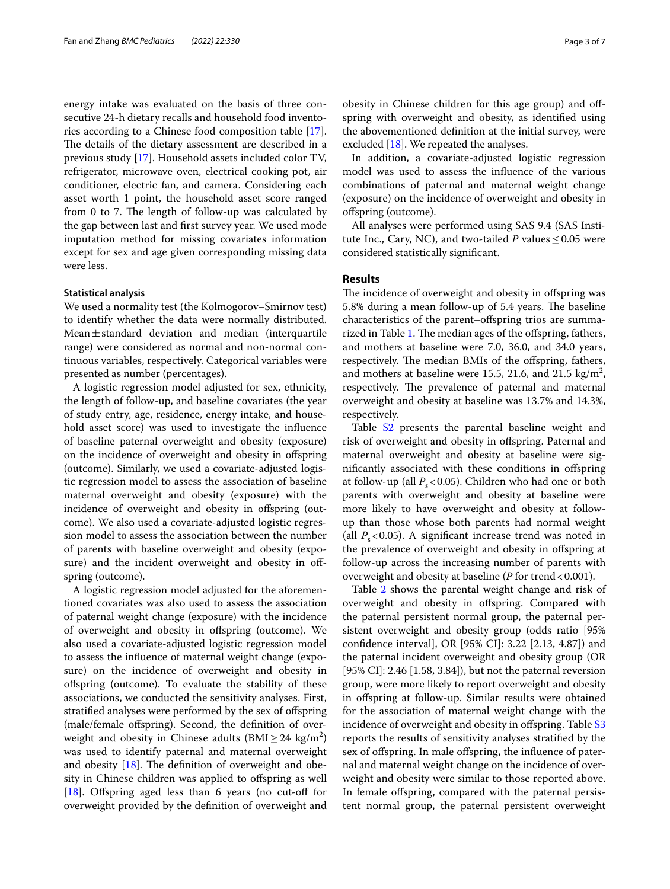energy intake was evaluated on the basis of three consecutive 24-h dietary recalls and household food inventories according to a Chinese food composition table [17]. The details of the dietary assessment are described in a previous study [17]. Household assets included color TV, refrigerator, microwave oven, electrical cooking pot, air conditioner, electric fan, and camera. Considering each asset worth 1 point, the household asset score ranged from 0 to 7. The length of follow-up was calculated by the gap between last and first survey year. We used mode imputation method for missing covariates information except for sex and age given corresponding missing data were less.

#### Statistical analysis

We used a normality test (the Kolmogorov–Smirnov test) to identify whether the data were normally distributed. Mean ± standard deviation and median (interquartile range) were considered as normal and non-normal continuous variables, respectively. Categorical variables were presented as number (percentages).

A logistic regression model adjusted for sex, ethnicity, the length of follow-up, and baseline covariates (the year of study entry, age, residence, energy intake, and household asset score) was used to investigate the influence of baseline paternal overweight and obesity (exposure) on the incidence of overweight and obesity in offspring (outcome). Similarly, we used a covariate-adjusted logistic regression model to assess the association of baseline maternal overweight and obesity (exposure) with the incidence of overweight and obesity in offspring (outcome). We also used a covariate-adjusted logistic regression model to assess the association between the number of parents with baseline overweight and obesity (exposure) and the incident overweight and obesity in offspring (outcome).

A logistic regression model adjusted for the aforementioned covariates was also used to assess the association of paternal weight change (exposure) with the incidence of overweight and obesity in offspring (outcome). We also used a covariate-adjusted logistic regression model to assess the influence of maternal weight change (exposure) on the incidence of overweight and obesity in offspring (outcome). To evaluate the stability of these associations, we conducted the sensitivity analyses. First, stratified analyses were performed by the sex of offspring (male/female offspring). Second, the definition of overweight and obesity in Chinese adults (BMI $\geq$ 24 kg/m$^2$) was used to identify paternal and maternal overweight and obesity [18]. The definition of overweight and obesity in Chinese children was applied to offspring as well [18]. Offspring aged less than 6 years (no cut-off for overweight provided by the definition of overweight and obesity in Chinese children for this age group) and offspring with overweight and obesity, as identified using the abovementioned definition at the initial survey, were excluded [18]. We repeated the analyses.

In addition, a covariate-adjusted logistic regression model was used to assess the influence of the various combinations of paternal and maternal weight change (exposure) on the incidence of overweight and obesity in offspring (outcome).

All analyses were performed using SAS 9.4 (SAS Institute Inc., Cary, NC), and two-tailed *P* values $\leq$ 0.05 were considered statistically significant.

## Results

The incidence of overweight and obesity in offspring was 5.8% during a mean follow-up of 5.4 years. The baseline characteristics of the parent–offspring trios are summarized in Table 1. The median ages of the offspring, fathers, and mothers at baseline were 7.0, 36.0, and 34.0 years, respectively. The median BMIs of the offspring, fathers, and mothers at baseline were 15.5, 21.6, and 21.5 kg/m$^2$, respectively. The prevalence of paternal and maternal overweight and obesity at baseline was 13.7% and 14.3%, respectively.

Table S2 presents the parental baseline weight and risk of overweight and obesity in offspring. Paternal and maternal overweight and obesity at baseline were significantly associated with these conditions in offspring at follow-up (all $P_s < 0.05$). Children who had one or both parents with overweight and obesity at baseline were more likely to have overweight and obesity at follow-up than those whose both parents had normal weight (all $P_s < 0.05$). A significant increase trend was noted in the prevalence of overweight and obesity in offspring at follow-up across the increasing number of parents with overweight and obesity at baseline (*P* for trend < 0.001).

Table 2 shows the parental weight change and risk of overweight and obesity in offspring. Compared with the paternal persistent normal group, the paternal persistent overweight and obesity group (odds ratio [95% confidence interval], OR [95% CI]: 3.22 [2.13, 4.87]) and the paternal incident overweight and obesity group (OR [95% CI]: 2.46 [1.58, 3.84]), but not the paternal reversion group, were more likely to report overweight and obesity in offspring at follow-up. Similar results were obtained for the association of maternal weight change with the incidence of overweight and obesity in offspring. Table S3 reports the results of sensitivity analyses stratified by the sex of offspring. In male offspring, the influence of paternal and maternal weight change on the incidence of overweight and obesity were similar to those reported above. In female offspring, compared with the paternal persistent normal group, the paternal persistent overweight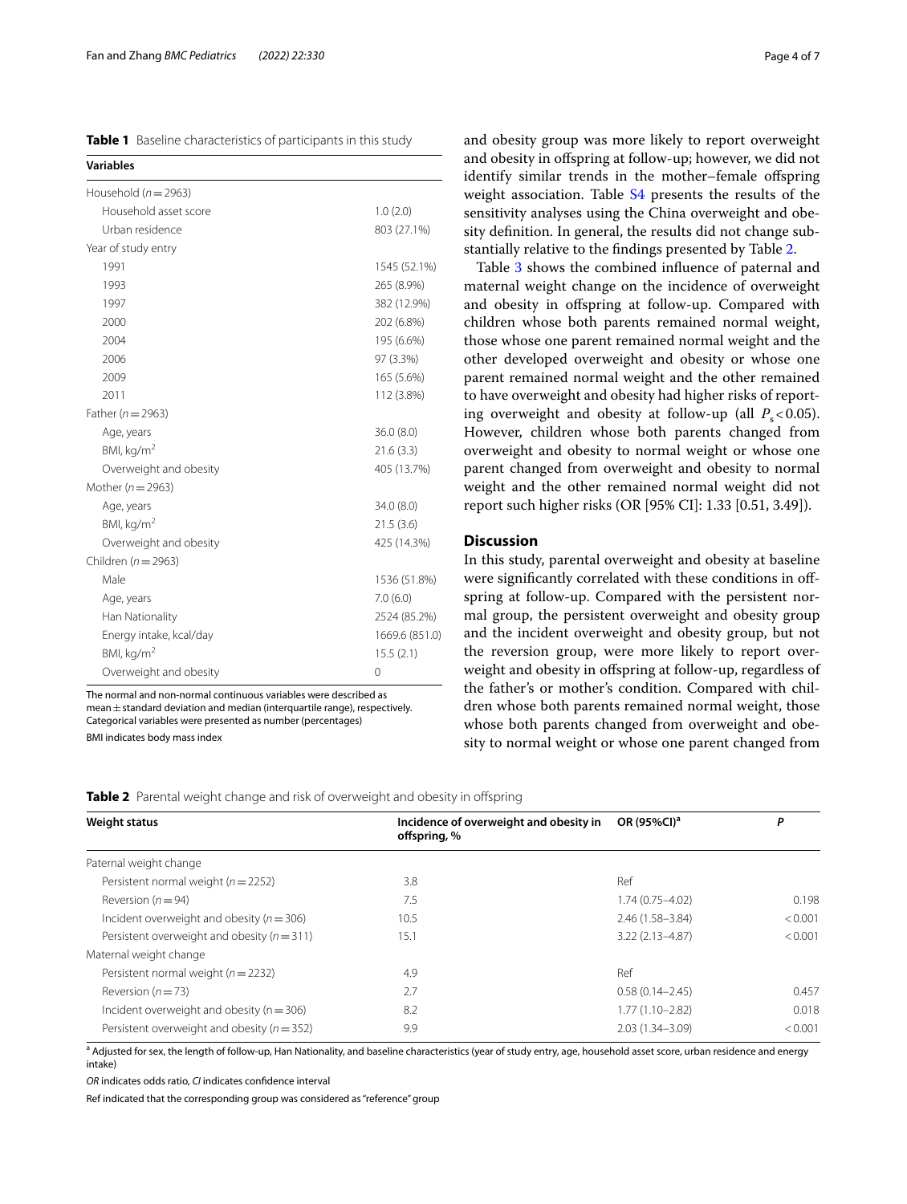**Table 1** Baseline characteristics of participants in this study

| Variables | |
|---|---|
| Household ($n = 2963$) | |
| Household asset score | 1.0 (2.0) |
| Urban residence | 803 (27.1%) |
| Year of study entry | |
| 1991 | 1545 (52.1%) |
| 1993 | 265 (8.9%) |
| 1997 | 382 (12.9%) |
| 2000 | 202 (6.8%) |
| 2004 | 195 (6.6%) |
| 2006 | 97 (3.3%) |
| 2009 | 165 (5.6%) |
| 2011 | 112 (3.8%) |
| Father ($n = 2963$) | |
| Age, years | 36.0 (8.0) |
| BMI, kg/m$^2$ | 21.6 (3.3) |
| Overweight and obesity | 405 (13.7%) |
| Mother ($n = 2963$) | |
| Age, years | 34.0 (8.0) |
| BMI, kg/m$^2$ | 21.5 (3.6) |
| Overweight and obesity | 425 (14.3%) |
| Children ($n = 2963$) | |
| Male | 1536 (51.8%) |
| Age, years | 7.0 (6.0) |
| Han Nationality | 2524 (85.2%) |
| Energy intake, kcal/day | 1669.6 (851.0) |
| BMI, kg/m$^2$ | 15.5 (2.1) |
| Overweight and obesity | 0 |

The normal and non-normal continuous variables were described as mean ± standard deviation and median (interquartile range), respectively. Categorical variables were presented as number (percentages)

BMI indicates body mass index

and obesity group was more likely to report overweight and obesity in offspring at follow-up; however, we did not identify similar trends in the mother–female offspring weight association. Table S4 presents the results of the sensitivity analyses using the China overweight and obesity definition. In general, the results did not change substantially relative to the findings presented by Table 2.

Table 3 shows the combined influence of paternal and maternal weight change on the incidence of overweight and obesity in offspring at follow-up. Compared with children whose both parents remained normal weight, those whose one parent remained normal weight and the other developed overweight and obesity or whose one parent remained normal weight and the other remained to have overweight and obesity had higher risks of reporting overweight and obesity at follow-up (all $P_s < 0.05$). However, children whose both parents changed from overweight and obesity to normal weight or whose one parent changed from overweight and obesity to normal weight and the other remained normal weight did not report such higher risks (OR [95% CI]: 1.33 [0.51, 3.49]).

## Discussion

In this study, parental overweight and obesity at baseline were significantly correlated with these conditions in offspring at follow-up. Compared with the persistent normal group, the persistent overweight and obesity group and the incident overweight and obesity group, but not the reversion group, were more likely to report overweight and obesity in offspring at follow-up, regardless of the father's or mother's condition. Compared with children whose both parents remained normal weight, those whose both parents changed from overweight and obesity to normal weight or whose one parent changed from

**Table 2** Parental weight change and risk of overweight and obesity in offspring

| Weight status | Incidence of overweight and obesity in offspring, % | OR (95%CI)[a] | P |
|---|---|---|---|
| Paternal weight change | | | |
| Persistent normal weight ($n = 2252$) | 3.8 | Ref | |
| Reversion ($n = 94$) | 7.5 | 1.74 (0.75–4.02) | 0.198 |
| Incident overweight and obesity ($n = 306$) | 10.5 | 2.46 (1.58–3.84) | < 0.001 |
| Persistent overweight and obesity ($n = 311$) | 15.1 | 3.22 (2.13–4.87) | < 0.001 |
| Maternal weight change | | | |
| Persistent normal weight ($n = 2232$) | 4.9 | Ref | |
| Reversion ($n = 73$) | 2.7 | 0.58 (0.14–2.45) | 0.457 |
| Incident overweight and obesity ($n = 306$) | 8.2 | 1.77 (1.10–2.82) | 0.018 |
| Persistent overweight and obesity ($n = 352$) | 9.9 | 2.03 (1.34–3.09) | < 0.001 |

[a] Adjusted for sex, the length of follow-up, Han Nationality, and baseline characteristics (year of study entry, age, household asset score, urban residence and energy intake)

*OR* indicates odds ratio, *CI* indicates confidence interval

Ref indicated that the corresponding group was considered as "reference" group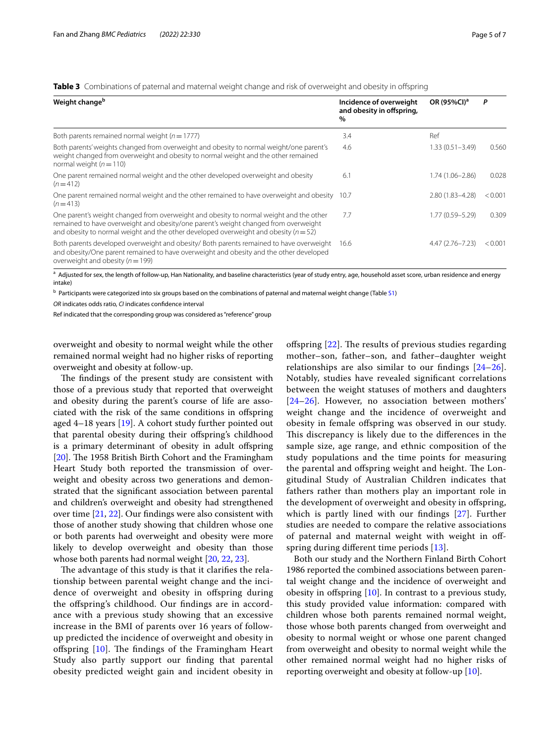**Table 3** Combinations of paternal and maternal weight change and risk of overweight and obesity in offspring

| Weight change[b] | Incidence of overweight and obesity in offspring, % | OR (95%CI)[a] | P |
|---|---|---|---|
| Both parents remained normal weight (n = 1777) | 3.4 | Ref | |
| Both parents' weights changed from overweight and obesity to normal weight/one parent's weight changed from overweight and obesity to normal weight and the other remained normal weight (n = 110) | 4.6 | 1.33 (0.51–3.49) | 0.560 |
| One parent remained normal weight and the other developed overweight and obesity (n = 412) | 6.1 | 1.74 (1.06–2.86) | 0.028 |
| One parent remained normal weight and the other remained to have overweight and obesity (n = 413) | 10.7 | 2.80 (1.83–4.28) | < 0.001 |
| One parent's weight changed from overweight and obesity to normal weight and the other remained to have overweight and obesity/one parent's weight changed from overweight and obesity to normal weight and the other developed overweight and obesity (n = 52) | 7.7 | 1.77 (0.59–5.29) | 0.309 |
| Both parents developed overweight and obesity/ Both parents remained to have overweight and obesity/One parent remained to have overweight and obesity and the other developed overweight and obesity (n = 199) | 16.6 | 4.47 (2.76–7.23) | < 0.001 |

[a] Adjusted for sex, the length of follow-up, Han Nationality, and baseline characteristics (year of study entry, age, household asset score, urban residence and energy intake)

[b] Participants were categorized into six groups based on the combinations of paternal and maternal weight change (Table S1)

*OR* indicates odds ratio, *CI* indicates confidence interval

Ref indicated that the corresponding group was considered as "reference" group

overweight and obesity to normal weight while the other remained normal weight had no higher risks of reporting overweight and obesity at follow-up.

The findings of the present study are consistent with those of a previous study that reported that overweight and obesity during the parent's course of life are associated with the risk of the same conditions in offspring aged 4–18 years [19]. A cohort study further pointed out that parental obesity during their offspring's childhood is a primary determinant of obesity in adult offspring [20]. The 1958 British Birth Cohort and the Framingham Heart Study both reported the transmission of overweight and obesity across two generations and demonstrated that the significant association between parental and children's overweight and obesity had strengthened over time [21, 22]. Our findings were also consistent with those of another study showing that children whose one or both parents had overweight and obesity were more likely to develop overweight and obesity than those whose both parents had normal weight [20, 22, 23].

The advantage of this study is that it clarifies the relationship between parental weight change and the incidence of overweight and obesity in offspring during the offspring's childhood. Our findings are in accordance with a previous study showing that an excessive increase in the BMI of parents over 16 years of follow-up predicted the incidence of overweight and obesity in offspring [10]. The findings of the Framingham Heart Study also partly support our finding that parental obesity predicted weight gain and incident obesity in offspring [22]. The results of previous studies regarding mother–son, father–son, and father–daughter weight relationships are also similar to our findings [24–26]. Notably, studies have revealed significant correlations between the weight statuses of mothers and daughters [24–26]. However, no association between mothers' weight change and the incidence of overweight and obesity in female offspring was observed in our study. This discrepancy is likely due to the differences in the sample size, age range, and ethnic composition of the study populations and the time points for measuring the parental and offspring weight and height. The Longitudinal Study of Australian Children indicates that fathers rather than mothers play an important role in the development of overweight and obesity in offspring, which is partly lined with our findings [27]. Further studies are needed to compare the relative associations of paternal and maternal weight with weight in offspring during different time periods [13].

Both our study and the Northern Finland Birth Cohort 1986 reported the combined associations between parental weight change and the incidence of overweight and obesity in offspring [10]. In contrast to a previous study, this study provided value information: compared with children whose both parents remained normal weight, those whose both parents changed from overweight and obesity to normal weight or whose one parent changed from overweight and obesity to normal weight while the other remained normal weight had no higher risks of reporting overweight and obesity at follow-up [10].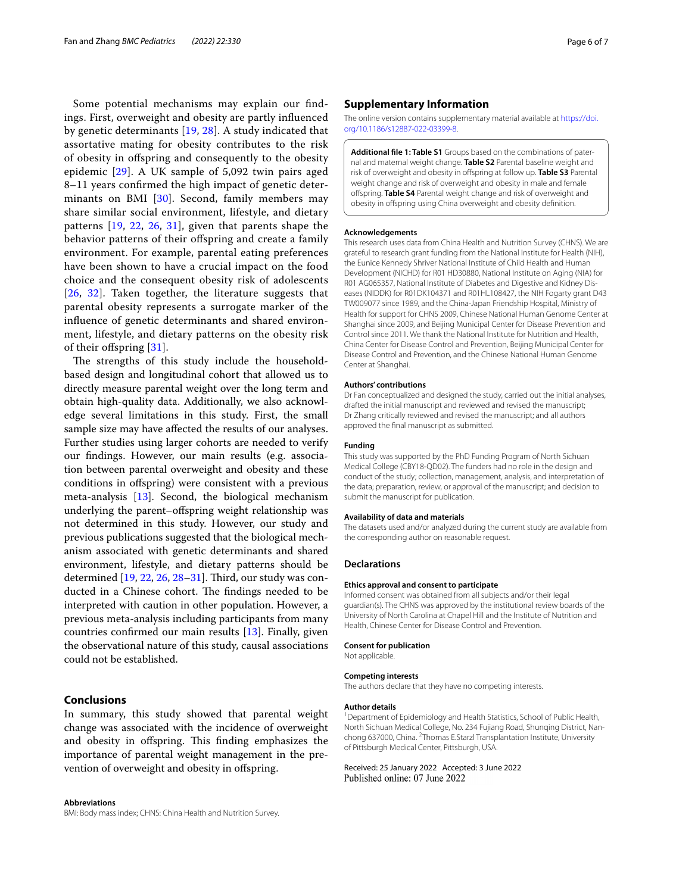Some potential mechanisms may explain our findings. First, overweight and obesity are partly influenced by genetic determinants [19, 28]. A study indicated that assortative mating for obesity contributes to the risk of obesity in offspring and consequently to the obesity epidemic [29]. A UK sample of 5,092 twin pairs aged 8–11 years confirmed the high impact of genetic determinants on BMI [30]. Second, family members may share similar social environment, lifestyle, and dietary patterns [19, 22, 26, 31], given that parents shape the behavior patterns of their offspring and create a family environment. For example, parental eating preferences have been shown to have a crucial impact on the food choice and the consequent obesity risk of adolescents [26, 32]. Taken together, the literature suggests that parental obesity represents a surrogate marker of the influence of genetic determinants and shared environment, lifestyle, and dietary patterns on the obesity risk of their offspring [31].

The strengths of this study include the household-based design and longitudinal cohort that allowed us to directly measure parental weight over the long term and obtain high-quality data. Additionally, we also acknowledge several limitations in this study. First, the small sample size may have affected the results of our analyses. Further studies using larger cohorts are needed to verify our findings. However, our main results (e.g. association between parental overweight and obesity and these conditions in offspring) were consistent with a previous meta-analysis [13]. Second, the biological mechanism underlying the parent–offspring weight relationship was not determined in this study. However, our study and previous publications suggested that the biological mechanism associated with genetic determinants and shared environment, lifestyle, and dietary patterns should be determined [19, 22, 26, 28–31]. Third, our study was conducted in a Chinese cohort. The findings needed to be interpreted with caution in other population. However, a previous meta-analysis including participants from many countries confirmed our main results [13]. Finally, given the observational nature of this study, causal associations could not be established.

## Conclusions

In summary, this study showed that parental weight change was associated with the incidence of overweight and obesity in offspring. This finding emphasizes the importance of parental weight management in the prevention of overweight and obesity in offspring.

#### Abbreviations

BMI: Body mass index; CHNS: China Health and Nutrition Survey.

## Supplementary Information

The online version contains supplementary material available at https://doi.org/10.1186/s12887-022-03399-8.

**Additional file 1: Table S1** Groups based on the combinations of paternal and maternal weight change. **Table S2** Parental baseline weight and risk of overweight and obesity in offspring at follow up. **Table S3** Parental weight change and risk of overweight and obesity in male and female offspring. **Table S4** Parental weight change and risk of overweight and obesity in offspring using China overweight and obesity definition.

#### Acknowledgements

This research uses data from China Health and Nutrition Survey (CHNS). We are grateful to research grant funding from the National Institute for Health (NIH), the Eunice Kennedy Shriver National Institute of Child Health and Human Development (NICHD) for R01 HD30880, National Institute on Aging (NIA) for R01 AG065357, National Institute of Diabetes and Digestive and Kidney Diseases (NIDDK) for R01DK104371 and R01HL108427, the NIH Fogarty grant D43 TW009077 since 1989, and the China-Japan Friendship Hospital, Ministry of Health for support for CHNS 2009, Chinese National Human Genome Center at Shanghai since 2009, and Beijing Municipal Center for Disease Prevention and Control since 2011. We thank the National Institute for Nutrition and Health, China Center for Disease Control and Prevention, Beijing Municipal Center for Disease Control and Prevention, and the Chinese National Human Genome Center at Shanghai.

#### Authors' contributions

Dr Fan conceptualized and designed the study, carried out the initial analyses, drafted the initial manuscript and reviewed and revised the manuscript; Dr Zhang critically reviewed and revised the manuscript; and all authors approved the final manuscript as submitted.

#### Funding

This study was supported by the PhD Funding Program of North Sichuan Medical College (CBY18-QD02). The funders had no role in the design and conduct of the study; collection, management, analysis, and interpretation of the data; preparation, review, or approval of the manuscript; and decision to submit the manuscript for publication.

#### Availability of data and materials

The datasets used and/or analyzed during the current study are available from the corresponding author on reasonable request.

## Declarations

#### Ethics approval and consent to participate

Informed consent was obtained from all subjects and/or their legal guardian(s). The CHNS was approved by the institutional review boards of the University of North Carolina at Chapel Hill and the Institute of Nutrition and Health, Chinese Center for Disease Control and Prevention.

#### Consent for publication

Not applicable.

#### Competing interests

The authors declare that they have no competing interests.

#### Author details

[1] Department of Epidemiology and Health Statistics, School of Public Health, North Sichuan Medical College, No. 234 Fujiang Road, Shunqing District, Nanchong 637000, China. [2] Thomas E.Starzl Transplantation Institute, University of Pittsburgh Medical Center, Pittsburgh, USA.

Received: 25 January 2022 Accepted: 3 June 2022
Published online: 07 June 2022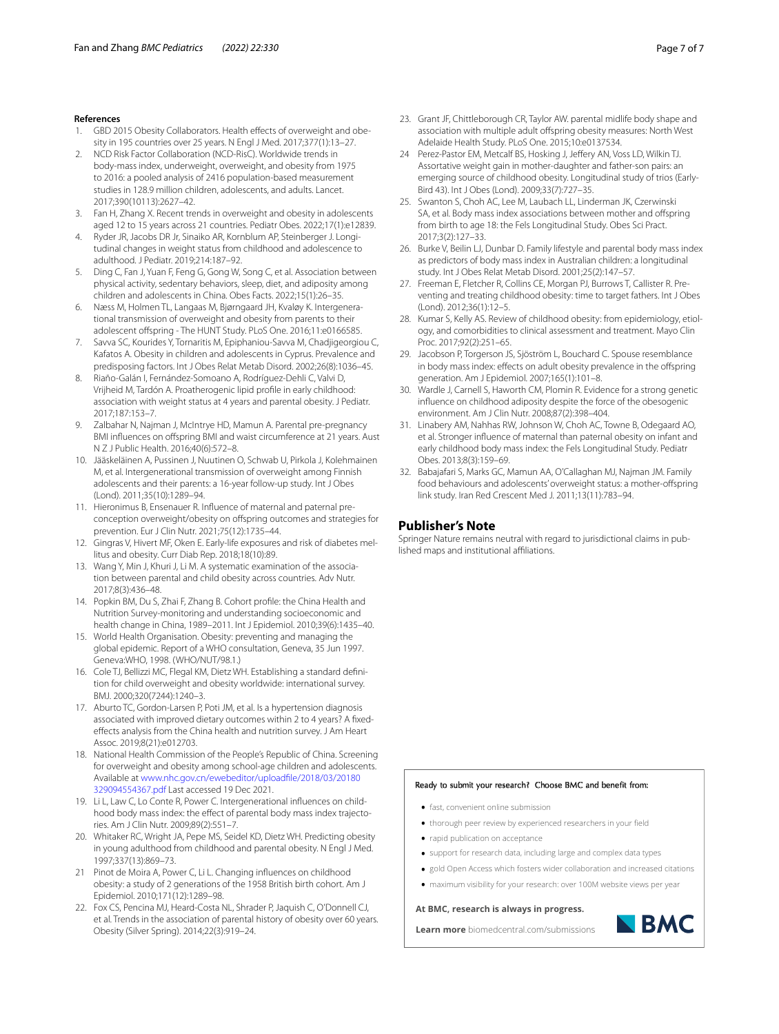## References

1. GBD 2015 Obesity Collaborators. Health effects of overweight and obesity in 195 countries over 25 years. N Engl J Med. 2017;377(1):13–27.
2. NCD Risk Factor Collaboration (NCD-RisC). Worldwide trends in body-mass index, underweight, overweight, and obesity from 1975 to 2016: a pooled analysis of 2416 population-based measurement studies in 128.9 million children, adolescents, and adults. Lancet. 2017;390(10113):2627–42.
3. Fan H, Zhang X. Recent trends in overweight and obesity in adolescents aged 12 to 15 years across 21 countries. Pediatr Obes. 2022;17(1):e12839.
4. Ryder JR, Jacobs DR Jr, Sinaiko AR, Kornblum AP, Steinberger J. Longitudinal changes in weight status from childhood and adolescence to adulthood. J Pediatr. 2019;214:187–92.
5. Ding C, Fan J, Yuan F, Feng G, Gong W, Song C, et al. Association between physical activity, sedentary behaviors, sleep, diet, and adiposity among children and adolescents in China. Obes Facts. 2022;15(1):26–35.
6. Næss M, Holmen TL, Langaas M, Bjørngaard JH, Kvaløy K. Intergenerational transmission of overweight and obesity from parents to their adolescent offspring - The HUNT Study. PLoS One. 2016;11:e0166585.
7. Savva SC, Kourides Y, Tornaritis M, Epiphaniou-Savva M, Chadjigeorgiou C, Kafatos A. Obesity in children and adolescents in Cyprus. Prevalence and predisposing factors. Int J Obes Relat Metab Disord. 2002;26(8):1036–45.
8. Riaño-Galán I, Fernández-Somoano A, Rodríguez-Dehli C, Valvi D, Vrijheid M, Tardón A. Proatherogenic lipid profile in early childhood: association with weight status at 4 years and parental obesity. J Pediatr. 2017;187:153–7.
9. Zalbahar N, Najman J, McIntrye HD, Mamun A. Parental pre-pregnancy BMI influences on offspring BMI and waist circumference at 21 years. Aust N Z J Public Health. 2016;40(6):572–8.
10. Jääskeläinen A, Pussinen J, Nuutinen O, Schwab U, Pirkola J, Kolehmainen M, et al. Intergenerational transmission of overweight among Finnish adolescents and their parents: a 16-year follow-up study. Int J Obes (Lond). 2011;35(10):1289–94.
11. Hieronimus B, Ensenauer R. Influence of maternal and paternal preconception overweight/obesity on offspring outcomes and strategies for prevention. Eur J Clin Nutr. 2021;75(12):1735–44.
12. Gingras V, Hivert MF, Oken E. Early-life exposures and risk of diabetes mellitus and obesity. Curr Diab Rep. 2018;18(10):89.
13. Wang Y, Min J, Khuri J, Li M. A systematic examination of the association between parental and child obesity across countries. Adv Nutr. 2017;8(3):436–48.
14. Popkin BM, Du S, Zhai F, Zhang B. Cohort profile: the China Health and Nutrition Survey-monitoring and understanding socioeconomic and health change in China, 1989–2011. Int J Epidemiol. 2010;39(6):1435–40.
15. World Health Organisation. Obesity: preventing and managing the global epidemic. Report of a WHO consultation, Geneva, 35 Jun 1997. Geneva:WHO, 1998. (WHO/NUT/98.1.)
16. Cole TJ, Bellizzi MC, Flegal KM, Dietz WH. Establishing a standard definition for child overweight and obesity worldwide: international survey. BMJ. 2000;320(7244):1240–3.
17. Aburto TC, Gordon-Larsen P, Poti JM, et al. Is a hypertension diagnosis associated with improved dietary outcomes within 2 to 4 years? A fixed-effects analysis from the China health and nutrition survey. J Am Heart Assoc. 2019;8(21):e012703.
18. National Health Commission of the People's Republic of China. Screening for overweight and obesity among school-age children and adolescents. Available at www.nhc.gov.cn/ewebeditor/uploadfile/2018/03/20180329094554367.pdf Last accessed 19 Dec 2021.
19. Li L, Law C, Lo Conte R, Power C. Intergenerational influences on childhood body mass index: the effect of parental body mass index trajectories. Am J Clin Nutr. 2009;89(2):551–7.
20. Whitaker RC, Wright JA, Pepe MS, Seidel KD, Dietz WH. Predicting obesity in young adulthood from childhood and parental obesity. N Engl J Med. 1997;337(13):869–73.
21. Pinot de Moira A, Power C, Li L. Changing influences on childhood obesity: a study of 2 generations of the 1958 British birth cohort. Am J Epidemiol. 2010;171(12):1289–98.
22. Fox CS, Pencina MJ, Heard-Costa NL, Shrader P, Jaquish C, O'Donnell CJ, et al. Trends in the association of parental history of obesity over 60 years. Obesity (Silver Spring). 2014;22(3):919–24.
23. Grant JF, Chittleborough CR, Taylor AW. parental midlife body shape and association with multiple adult offspring obesity measures: North West Adelaide Health Study. PLoS One. 2015;10:e0137534.
24. Perez-Pastor EM, Metcalf BS, Hosking J, Jeffery AN, Voss LD, Wilkin TJ. Assortative weight gain in mother-daughter and father-son pairs: an emerging source of childhood obesity. Longitudinal study of trios (EarlyBird 43). Int J Obes (Lond). 2009;33(7):727–35.
25. Swanton S, Choh AC, Lee M, Laubach LL, Linderman JK, Czerwinski SA, et al. Body mass index associations between mother and offspring from birth to age 18: the Fels Longitudinal Study. Obes Sci Pract. 2017;3(2):127–33.
26. Burke V, Beilin LJ, Dunbar D. Family lifestyle and parental body mass index as predictors of body mass index in Australian children: a longitudinal study. Int J Obes Relat Metab Disord. 2001;25(2):147–57.
27. Freeman E, Fletcher R, Collins CE, Morgan PJ, Burrows T, Callister R. Preventing and treating childhood obesity: time to target fathers. Int J Obes (Lond). 2012;36(1):12–5.
28. Kumar S, Kelly AS. Review of childhood obesity: from epidemiology, etiology, and comorbidities to clinical assessment and treatment. Mayo Clin Proc. 2017;92(2):251–65.
29. Jacobson P, Torgerson JS, Sjöström L, Bouchard C. Spouse resemblance in body mass index: effects on adult obesity prevalence in the offspring generation. Am J Epidemiol. 2007;165(1):101–8.
30. Wardle J, Carnell S, Haworth CM, Plomin R. Evidence for a strong genetic influence on childhood adiposity despite the force of the obesogenic environment. Am J Clin Nutr. 2008;87(2):398–404.
31. Linabery AM, Nahhas RW, Johnson W, Choh AC, Towne B, Odegaard AO, et al. Stronger influence of maternal than paternal obesity on infant and early childhood body mass index: the Fels Longitudinal Study. Pediatr Obes. 2013;8(3):159–69.
32. Babajafari S, Marks GC, Mamun AA, O'Callaghan MJ, Najman JM. Family food behaviours and adolescents' overweight status: a mother-offspring link study. Iran Red Crescent Med J. 2011;13(11):783–94.

## Publisher's Note

Springer Nature remains neutral with regard to jurisdictional claims in published maps and institutional affiliations.

Ready to submit your research? Choose BMC and benefit from:

- fast, convenient online submission
- thorough peer review by experienced researchers in your field
- rapid publication on acceptance
- support for research data, including large and complex data types
- gold Open Access which fosters wider collaboration and increased citations
- maximum visibility for your research: over 100M website views per year

**At BMC, research is always in progress.**

**Learn more** biomedcentral.com/submissions

BMC